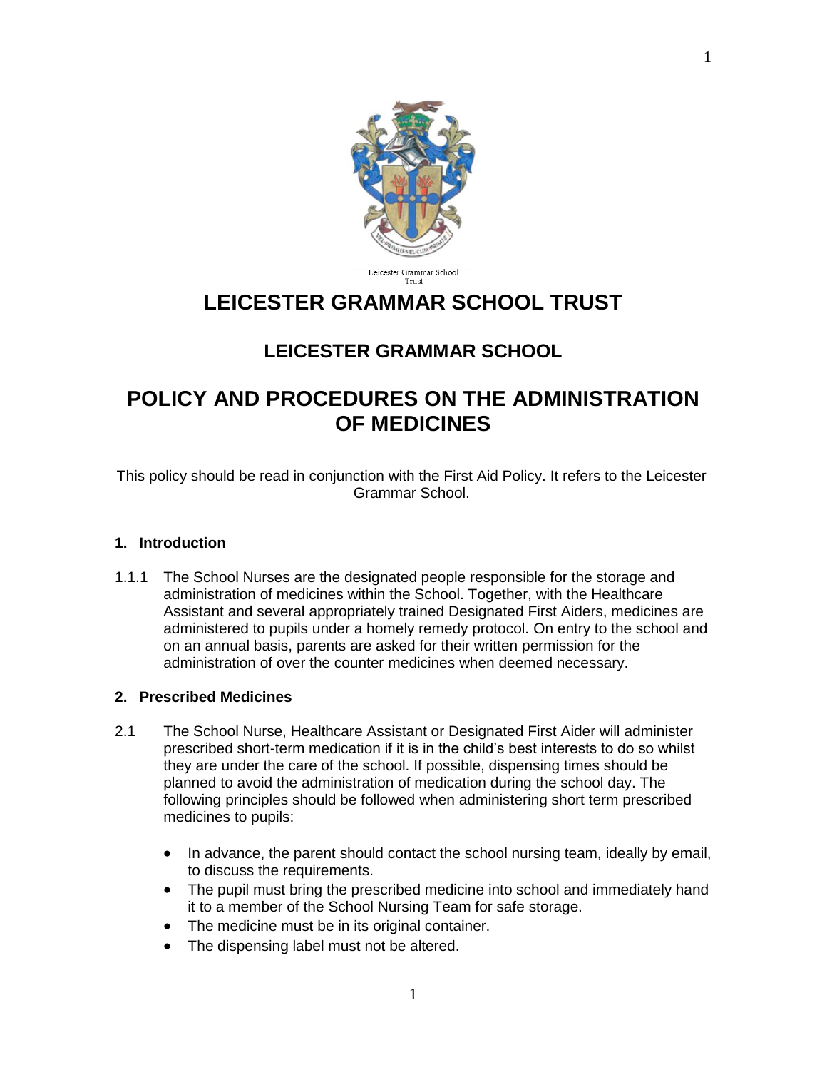Leicester Grammar School Trust

# LEICESTER GRAMMAR SCHOOL TRUST

## LEICESTER GRAMMAR SCHOOL

# POLICY AND PROCEDURES ON THE ADMINISTRATION OF MEDICINES

This policy should be read in conjunction with the First Aid Policy. It refers to the Leicester Grammar School.

### 1. Introduction

1.1.1 The School Nurses are the designated people responsible for the storage and administration of medicines within the School. Together, with the Healthcare Assistant and several appropriately trained Designated First Aiders, medicines are administered to pupils under a homely remedy protocol. On entry to the school and on an annual basis, parents are asked for their written permission for the administration of over the counter medicines when deemed necessary.

### 2. Prescribed Medicines

2.1 The School Nurse, Healthcare Assistant or Designated First Aider will administer prescribed short-term medication if it is in the child's best interests to do so whilst they are under the care of the school. If possible, dispensing times should be planned to avoid the administration of medication during the school day. The following principles should be followed when administering short term prescribed medicines to pupils:

- In advance, the parent should contact the school nursing team, ideally by email, to discuss the requirements.
- The pupil must bring the prescribed medicine into school and immediately hand it to a member of the School Nursing Team for safe storage.
- The medicine must be in its original container.
- The dispensing label must not be altered.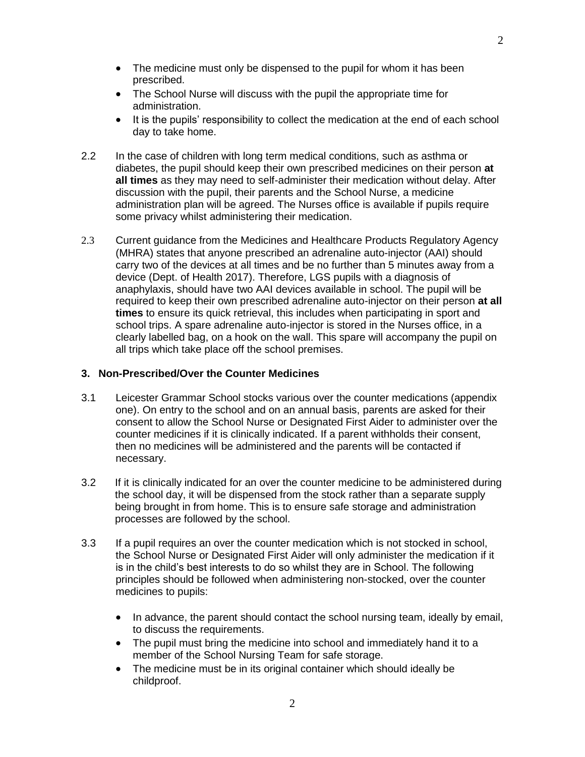- The medicine must only be dispensed to the pupil for whom it has been prescribed.
- The School Nurse will discuss with the pupil the appropriate time for administration.
- It is the pupils' responsibility to collect the medication at the end of each school day to take home.

2.2 In the case of children with long term medical conditions, such as asthma or diabetes, the pupil should keep their own prescribed medicines on their person **at all times** as they may need to self-administer their medication without delay. After discussion with the pupil, their parents and the School Nurse, a medicine administration plan will be agreed. The Nurses office is available if pupils require some privacy whilst administering their medication.

2.3 Current guidance from the Medicines and Healthcare Products Regulatory Agency (MHRA) states that anyone prescribed an adrenaline auto-injector (AAI) should carry two of the devices at all times and be no further than 5 minutes away from a device (Dept. of Health 2017). Therefore, LGS pupils with a diagnosis of anaphylaxis, should have two AAI devices available in school. The pupil will be required to keep their own prescribed adrenaline auto-injector on their person **at all times** to ensure its quick retrieval, this includes when participating in sport and school trips. A spare adrenaline auto-injector is stored in the Nurses office, in a clearly labelled bag, on a hook on the wall. This spare will accompany the pupil on all trips which take place off the school premises.

### 3. Non-Prescribed/Over the Counter Medicines

3.1 Leicester Grammar School stocks various over the counter medications (appendix one). On entry to the school and on an annual basis, parents are asked for their consent to allow the School Nurse or Designated First Aider to administer over the counter medicines if it is clinically indicated. If a parent withholds their consent, then no medicines will be administered and the parents will be contacted if necessary.

3.2 If it is clinically indicated for an over the counter medicine to be administered during the school day, it will be dispensed from the stock rather than a separate supply being brought in from home. This is to ensure safe storage and administration processes are followed by the school.

3.3 If a pupil requires an over the counter medication which is not stocked in school, the School Nurse or Designated First Aider will only administer the medication if it is in the child's best interests to do so whilst they are in School. The following principles should be followed when administering non-stocked, over the counter medicines to pupils:

- In advance, the parent should contact the school nursing team, ideally by email, to discuss the requirements.
- The pupil must bring the medicine into school and immediately hand it to a member of the School Nursing Team for safe storage.
- The medicine must be in its original container which should ideally be childproof.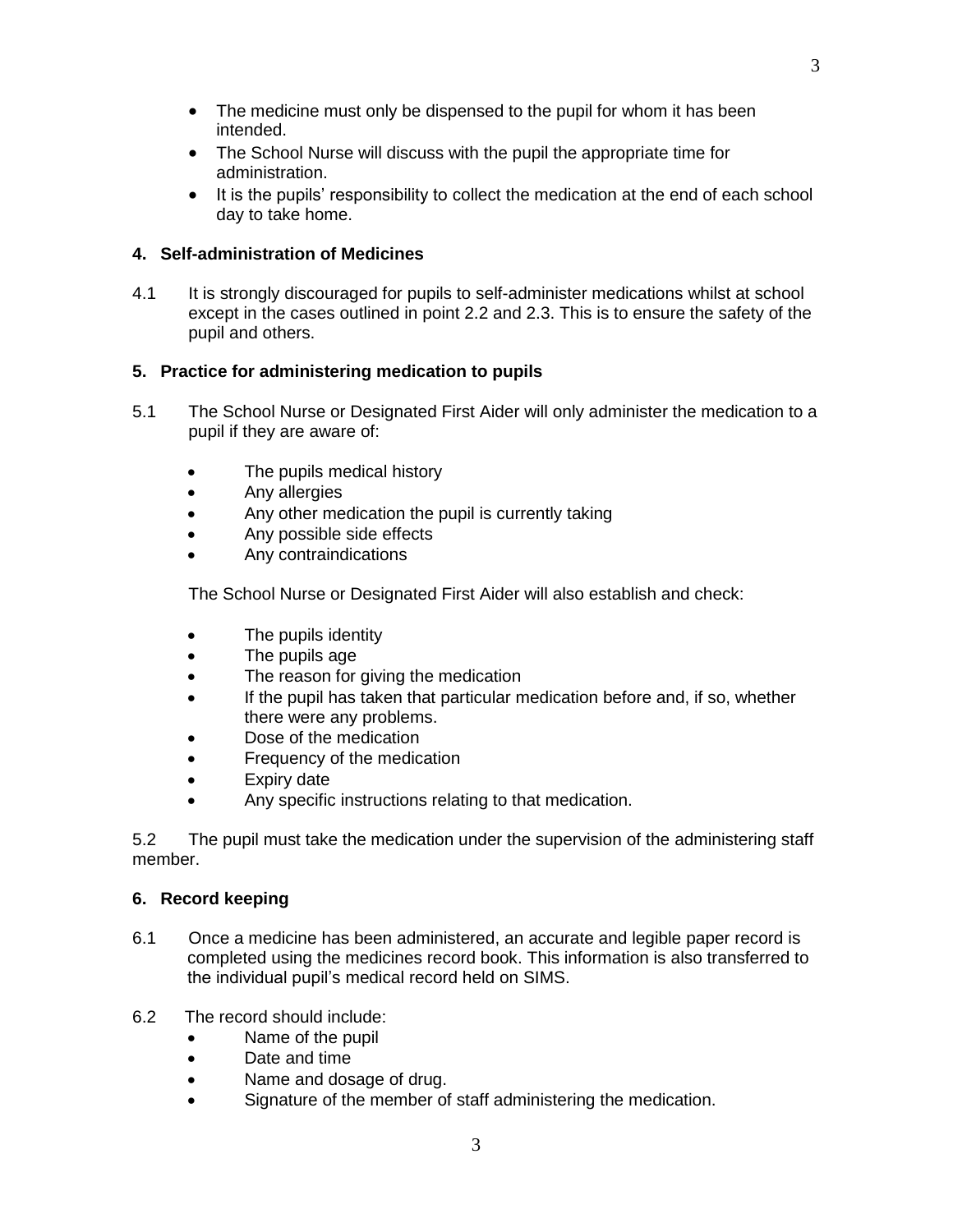- The medicine must only be dispensed to the pupil for whom it has been intended.
- The School Nurse will discuss with the pupil the appropriate time for administration.
- It is the pupils' responsibility to collect the medication at the end of each school day to take home.

## 4. Self-administration of Medicines

4.1 It is strongly discouraged for pupils to self-administer medications whilst at school except in the cases outlined in point 2.2 and 2.3. This is to ensure the safety of the pupil and others.

## 5. Practice for administering medication to pupils

5.1 The School Nurse or Designated First Aider will only administer the medication to a pupil if they are aware of:

- The pupils medical history
- Any allergies
- Any other medication the pupil is currently taking
- Any possible side effects
- Any contraindications

The School Nurse or Designated First Aider will also establish and check:

- The pupils identity
- The pupils age
- The reason for giving the medication
- If the pupil has taken that particular medication before and, if so, whether there were any problems.
- Dose of the medication
- Frequency of the medication
- Expiry date
- Any specific instructions relating to that medication.

5.2 The pupil must take the medication under the supervision of the administering staff member.

## 6. Record keeping

6.1 Once a medicine has been administered, an accurate and legible paper record is completed using the medicines record book. This information is also transferred to the individual pupil's medical record held on SIMS.

6.2 The record should include:

- Name of the pupil
- Date and time
- Name and dosage of drug.
- Signature of the member of staff administering the medication.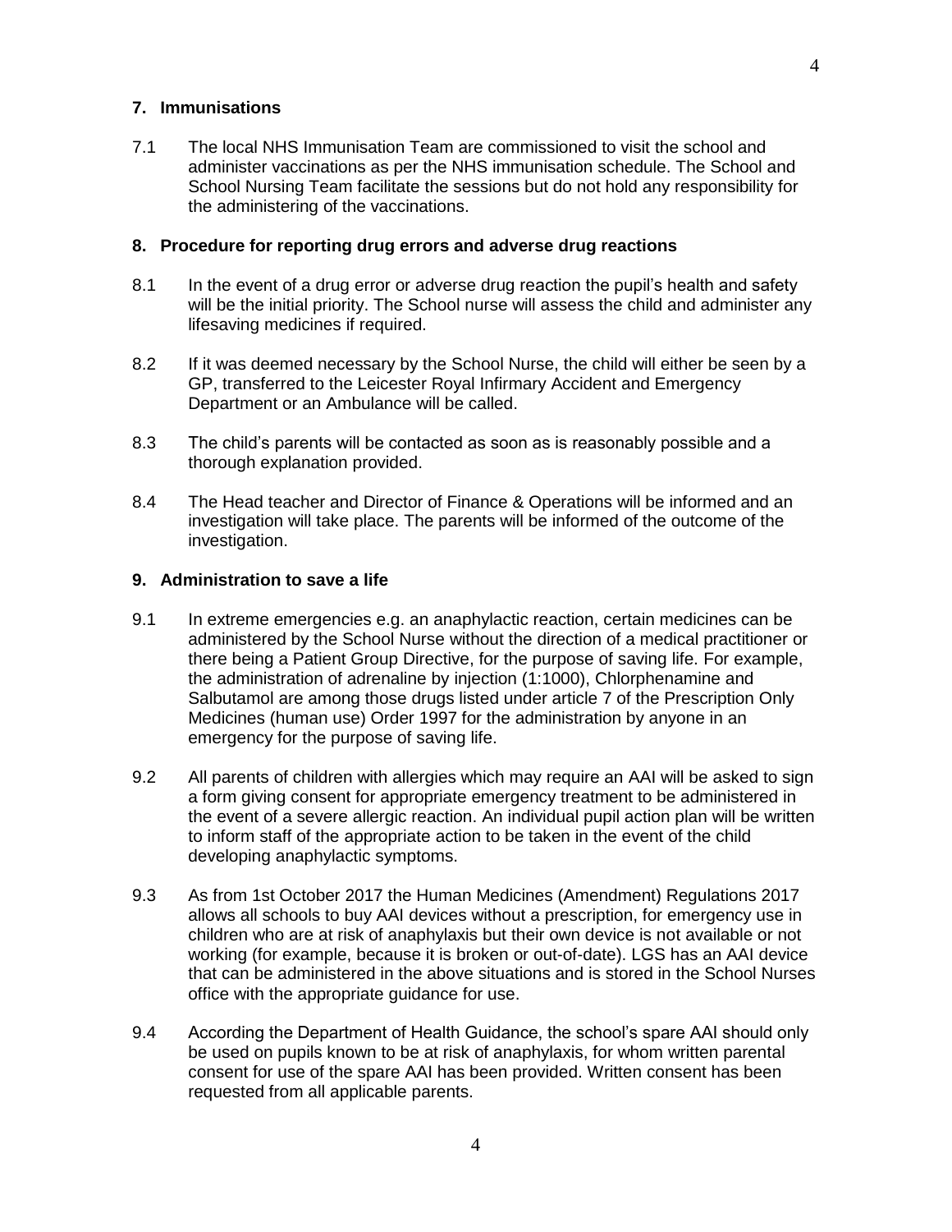## 7. Immunisations

7.1 The local NHS Immunisation Team are commissioned to visit the school and administer vaccinations as per the NHS immunisation schedule. The School and School Nursing Team facilitate the sessions but do not hold any responsibility for the administering of the vaccinations.

## 8. Procedure for reporting drug errors and adverse drug reactions

8.1 In the event of a drug error or adverse drug reaction the pupil's health and safety will be the initial priority. The School nurse will assess the child and administer any lifesaving medicines if required.

8.2 If it was deemed necessary by the School Nurse, the child will either be seen by a GP, transferred to the Leicester Royal Infirmary Accident and Emergency Department or an Ambulance will be called.

8.3 The child's parents will be contacted as soon as is reasonably possible and a thorough explanation provided.

8.4 The Head teacher and Director of Finance & Operations will be informed and an investigation will take place. The parents will be informed of the outcome of the investigation.

## 9. Administration to save a life

9.1 In extreme emergencies e.g. an anaphylactic reaction, certain medicines can be administered by the School Nurse without the direction of a medical practitioner or there being a Patient Group Directive, for the purpose of saving life. For example, the administration of adrenaline by injection (1:1000), Chlorphenamine and Salbutamol are among those drugs listed under article 7 of the Prescription Only Medicines (human use) Order 1997 for the administration by anyone in an emergency for the purpose of saving life.

9.2 All parents of children with allergies which may require an AAI will be asked to sign a form giving consent for appropriate emergency treatment to be administered in the event of a severe allergic reaction. An individual pupil action plan will be written to inform staff of the appropriate action to be taken in the event of the child developing anaphylactic symptoms.

9.3 As from 1st October 2017 the Human Medicines (Amendment) Regulations 2017 allows all schools to buy AAI devices without a prescription, for emergency use in children who are at risk of anaphylaxis but their own device is not available or not working (for example, because it is broken or out-of-date). LGS has an AAI device that can be administered in the above situations and is stored in the School Nurses office with the appropriate guidance for use.

9.4 According the Department of Health Guidance, the school's spare AAI should only be used on pupils known to be at risk of anaphylaxis, for whom written parental consent for use of the spare AAI has been provided. Written consent has been requested from all applicable parents.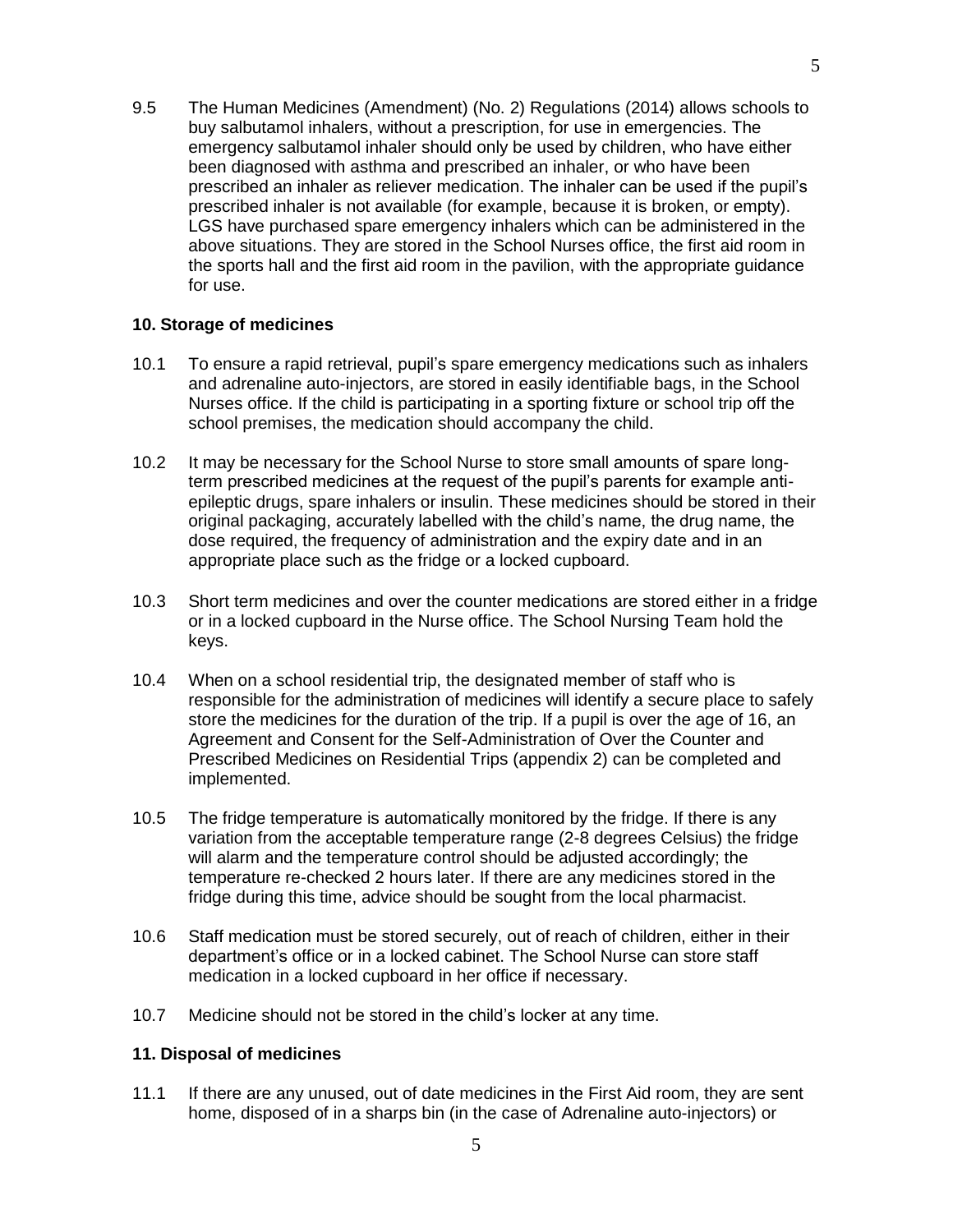9.5 The Human Medicines (Amendment) (No. 2) Regulations (2014) allows schools to buy salbutamol inhalers, without a prescription, for use in emergencies. The emergency salbutamol inhaler should only be used by children, who have either been diagnosed with asthma and prescribed an inhaler, or who have been prescribed an inhaler as reliever medication. The inhaler can be used if the pupil's prescribed inhaler is not available (for example, because it is broken, or empty). LGS have purchased spare emergency inhalers which can be administered in the above situations. They are stored in the School Nurses office, the first aid room in the sports hall and the first aid room in the pavilion, with the appropriate guidance for use.

### 10. Storage of medicines

10.1 To ensure a rapid retrieval, pupil's spare emergency medications such as inhalers and adrenaline auto-injectors, are stored in easily identifiable bags, in the School Nurses office. If the child is participating in a sporting fixture or school trip off the school premises, the medication should accompany the child.

10.2 It may be necessary for the School Nurse to store small amounts of spare long-term prescribed medicines at the request of the pupil's parents for example anti-epileptic drugs, spare inhalers or insulin. These medicines should be stored in their original packaging, accurately labelled with the child's name, the drug name, the dose required, the frequency of administration and the expiry date and in an appropriate place such as the fridge or a locked cupboard.

10.3 Short term medicines and over the counter medications are stored either in a fridge or in a locked cupboard in the Nurse office. The School Nursing Team hold the keys.

10.4 When on a school residential trip, the designated member of staff who is responsible for the administration of medicines will identify a secure place to safely store the medicines for the duration of the trip. If a pupil is over the age of 16, an Agreement and Consent for the Self-Administration of Over the Counter and Prescribed Medicines on Residential Trips (appendix 2) can be completed and implemented.

10.5 The fridge temperature is automatically monitored by the fridge. If there is any variation from the acceptable temperature range (2-8 degrees Celsius) the fridge will alarm and the temperature control should be adjusted accordingly; the temperature re-checked 2 hours later. If there are any medicines stored in the fridge during this time, advice should be sought from the local pharmacist.

10.6 Staff medication must be stored securely, out of reach of children, either in their department's office or in a locked cabinet. The School Nurse can store staff medication in a locked cupboard in her office if necessary.

10.7 Medicine should not be stored in the child's locker at any time.

### 11. Disposal of medicines

11.1 If there are any unused, out of date medicines in the First Aid room, they are sent home, disposed of in a sharps bin (in the case of Adrenaline auto-injectors) or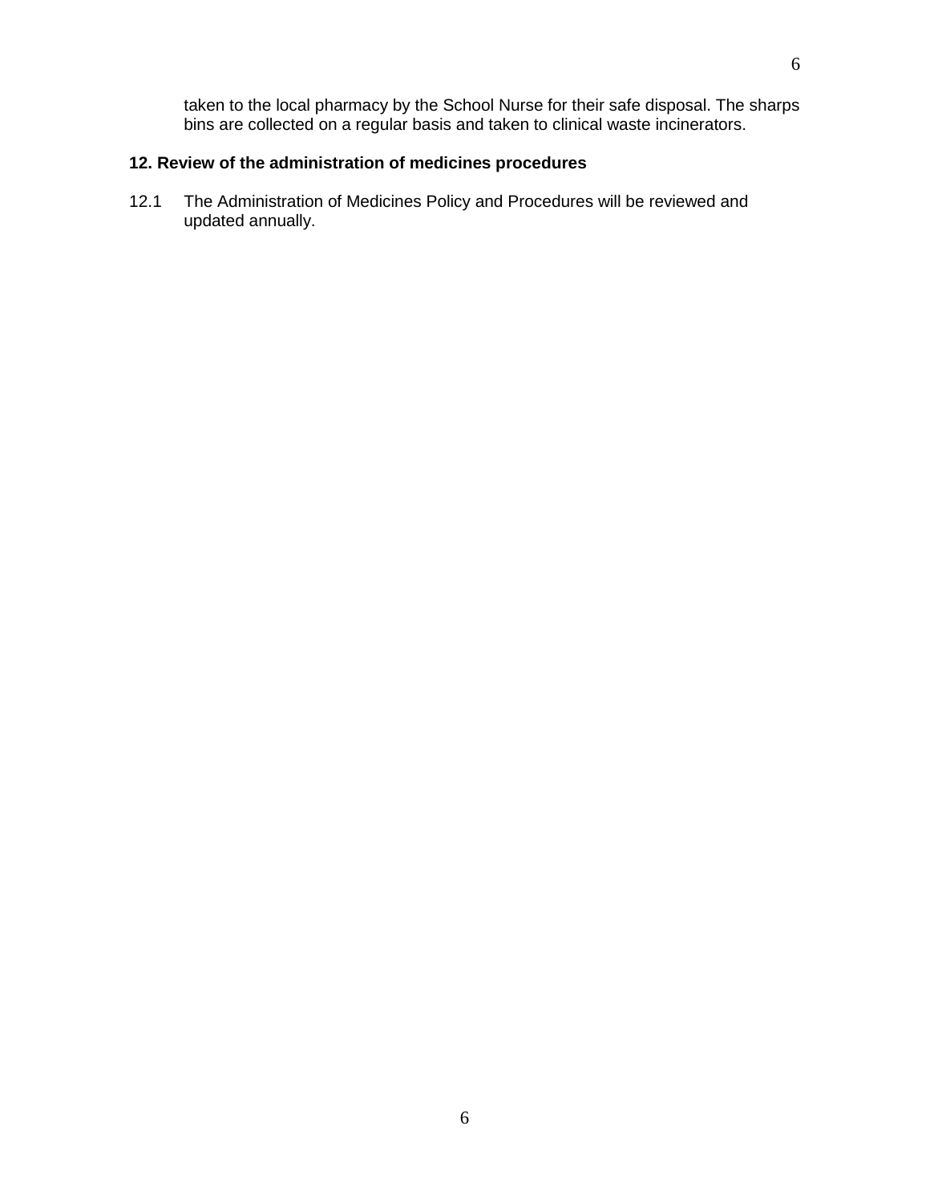taken to the local pharmacy by the School Nurse for their safe disposal. The sharps bins are collected on a regular basis and taken to clinical waste incinerators.

**12. Review of the administration of medicines procedures**

12.1 The Administration of Medicines Policy and Procedures will be reviewed and updated annually.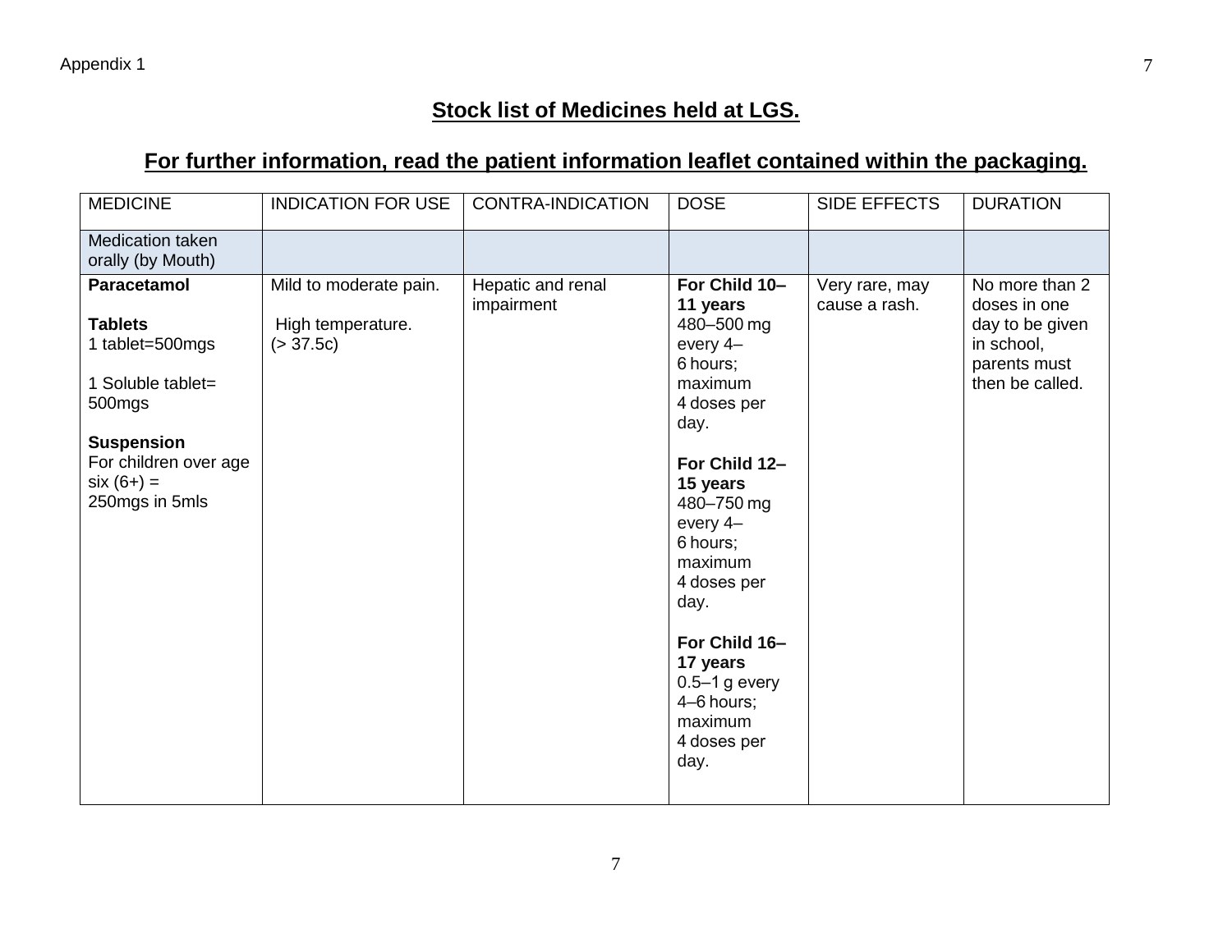Appendix 1

## Stock list of Medicines held at LGS.

## For further information, read the patient information leaflet contained within the packaging.

| MEDICINE | INDICATION FOR USE | CONTRA-INDICATION | DOSE | SIDE EFFECTS | DURATION |
|---|---|---|---|---|---|
| Medication taken orally (by Mouth) | | | | | |
| **Paracetamol**<br><br>**Tablets**<br>1 tablet=500mgs<br><br>1 Soluble tablet= 500mgs<br><br>**Suspension**<br>For children over age six (6+) = 250mgs in 5mls | Mild to moderate pain.<br><br>High temperature. (> 37.5c) | Hepatic and renal impairment | **For Child 10–11 years**<br>480–500 mg every 4–6 hours; maximum 4 doses per day.<br><br>**For Child 12–15 years**<br>480–750 mg every 4–6 hours; maximum 4 doses per day.<br><br>**For Child 16–17 years**<br>0.5–1 g every 4–6 hours; maximum 4 doses per day. | Very rare, may cause a rash. | No more than 2 doses in one day to be given in school, parents must then be called. |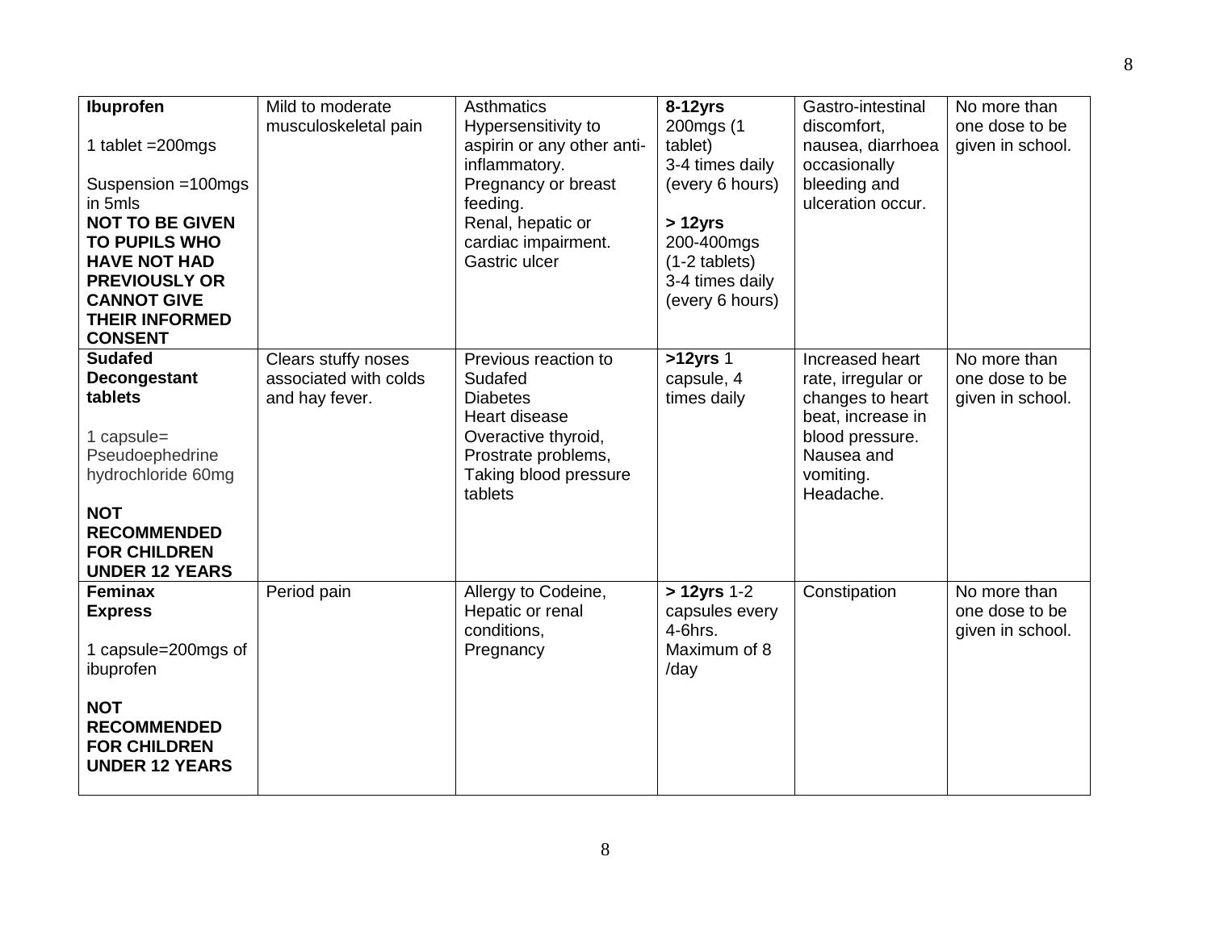| **Ibuprofen**<br><br>1 tablet =200mgs<br><br>Suspension =100mgs in 5mls<br>**NOT TO BE GIVEN TO PUPILS WHO HAVE NOT HAD PREVIOUSLY OR CANNOT GIVE THEIR INFORMED CONSENT** | Mild to moderate musculoskeletal pain | Asthmatics<br>Hypersensitivity to aspirin or any other anti-inflammatory.<br>Pregnancy or breast feeding.<br>Renal, hepatic or cardiac impairment.<br>Gastric ulcer | **8-12yrs**<br>200mgs (1 tablet)<br>3-4 times daily (every 6 hours)<br><br>**> 12yrs**<br>200-400mgs (1-2 tablets)<br>3-4 times daily (every 6 hours) | Gastro-intestinal discomfort, nausea, diarrhoea occasionally bleeding and ulceration occur. | No more than one dose to be given in school. |
|---|---|---|---|---|---|
| **Sudafed Decongestant tablets**<br><br>1 capsule= Pseudoephedrine hydrochloride 60mg<br><br>**NOT RECOMMENDED FOR CHILDREN UNDER 12 YEARS** | Clears stuffy noses associated with colds and hay fever. | Previous reaction to Sudafed<br>Diabetes<br>Heart disease<br>Overactive thyroid,<br>Prostrate problems,<br>Taking blood pressure tablets | **>12yrs** 1 capsule, 4 times daily | Increased heart rate, irregular or changes to heart beat, increase in blood pressure.<br>Nausea and vomiting.<br>Headache. | No more than one dose to be given in school. |
| **Feminax Express**<br><br>1 capsule=200mgs of ibuprofen<br><br>**NOT RECOMMENDED FOR CHILDREN UNDER 12 YEARS** | Period pain | Allergy to Codeine,<br>Hepatic or renal conditions,<br>Pregnancy | **> 12yrs** 1-2 capsules every 4-6hrs.<br>Maximum of 8 /day | Constipation | No more than one dose to be given in school. |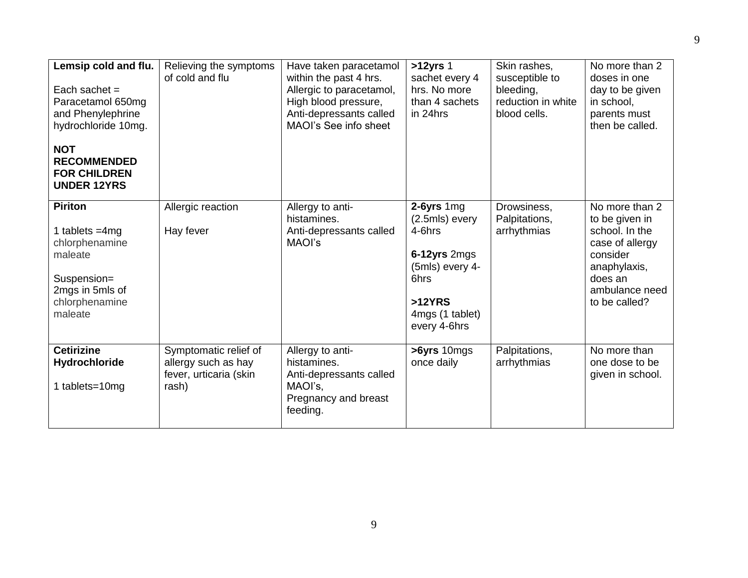| | | | | | |
|---|---|---|---|---|---|
| **Lemsip cold and flu.**<br><br>Each sachet = Paracetamol 650mg and Phenylephrine hydrochloride 10mg.<br><br>**NOT RECOMMENDED FOR CHILDREN UNDER 12YRS** | Relieving the symptoms of cold and flu | Have taken paracetamol within the past 4 hrs. Allergic to paracetamol, High blood pressure, Anti-depressants called MAOI's See info sheet | **>12yrs** 1 sachet every 4 hrs. No more than 4 sachets in 24hrs | Skin rashes, susceptible to bleeding, reduction in white blood cells. | No more than 2 doses in one day to be given in school, parents must then be called. |
| **Piriton**<br><br>1 tablets =4mg chlorphenamine maleate<br><br>Suspension= 2mgs in 5mls of chlorphenamine maleate | Allergic reaction<br><br>Hay fever | Allergy to anti-histamines. Anti-depressants called MAOI's | **2-6yrs** 1mg (2.5mls) every 4-6hrs<br><br>**6-12yrs** 2mgs (5mls) every 4-6hrs<br><br>**>12YRS** 4mgs (1 tablet) every 4-6hrs | Drowsiness, Palpitations, arrhythmias | No more than 2 to be given in school. In the case of allergy consider anaphylaxis, does an ambulance need to be called? |
| **Cetirizine Hydrochloride**<br><br>1 tablets=10mg | Symptomatic relief of allergy such as hay fever, urticaria (skin rash) | Allergy to anti-histamines. Anti-depressants called MAOI's, Pregnancy and breast feeding. | **>6yrs** 10mgs once daily | Palpitations, arrhythmias | No more than one dose to be given in school. |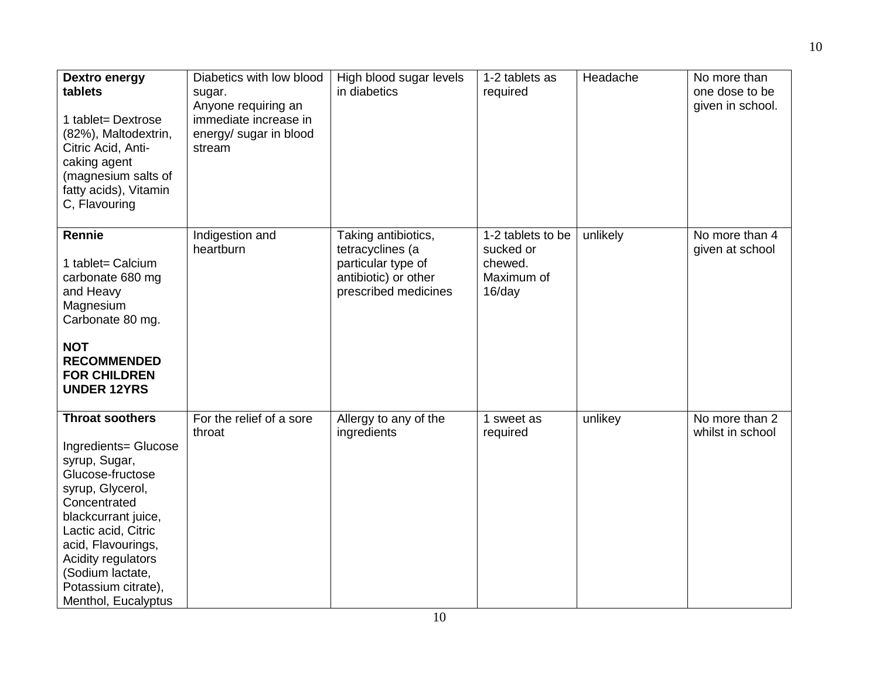| | | | | | |
|---|---|---|---|---|---|
| **Dextro energy tablets**<br><br>1 tablet= Dextrose (82%), Maltodextrin, Citric Acid, Anti-caking agent (magnesium salts of fatty acids), Vitamin C, Flavouring | Diabetics with low blood sugar.<br>Anyone requiring an immediate increase in energy/ sugar in blood stream | High blood sugar levels in diabetics | 1-2 tablets as required | Headache | No more than one dose to be given in school. |
| **Rennie**<br><br>1 tablet= Calcium carbonate 680 mg and Heavy Magnesium Carbonate 80 mg.<br><br>**NOT RECOMMENDED FOR CHILDREN UNDER 12YRS** | Indigestion and heartburn | Taking antibiotics, tetracyclines (a particular type of antibiotic) or other prescribed medicines | 1-2 tablets to be sucked or chewed.<br>Maximum of 16/day | unlikely | No more than 4 given at school |
| **Throat soothers**<br><br>Ingredients= Glucose syrup, Sugar, Glucose-fructose syrup, Glycerol, Concentrated blackcurrant juice, Lactic acid, Citric acid, Flavourings, Acidity regulators (Sodium lactate, Potassium citrate), Menthol, Eucalyptus | For the relief of a sore throat | Allergy to any of the ingredients | 1 sweet as required | unlikey | No more than 2 whilst in school |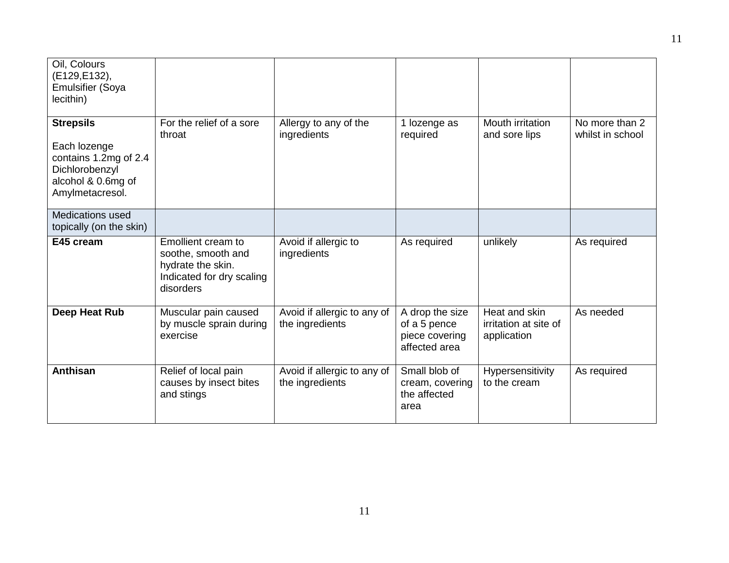| | | | | | |
|---|---|---|---|---|---|
| Oil, Colours (E129,E132), Emulsifier (Soya lecithin) | | | | | |
| **Strepsils**<br><br>Each lozenge contains 1.2mg of 2.4 Dichlorobenzyl alcohol & 0.6mg of Amylmetacresol. | For the relief of a sore throat | Allergy to any of the ingredients | 1 lozenge as required | Mouth irritation and sore lips | No more than 2 whilst in school |
| Medications used topically (on the skin) | | | | | |
| **E45 cream** | Emollient cream to soothe, smooth and hydrate the skin. Indicated for dry scaling disorders | Avoid if allergic to ingredients | As required | unlikely | As required |
| **Deep Heat Rub** | Muscular pain caused by muscle sprain during exercise | Avoid if allergic to any of the ingredients | A drop the size of a 5 pence piece covering affected area | Heat and skin irritation at site of application | As needed |
| **Anthisan** | Relief of local pain causes by insect bites and stings | Avoid if allergic to any of the ingredients | Small blob of cream, covering the affected area | Hypersensitivity to the cream | As required |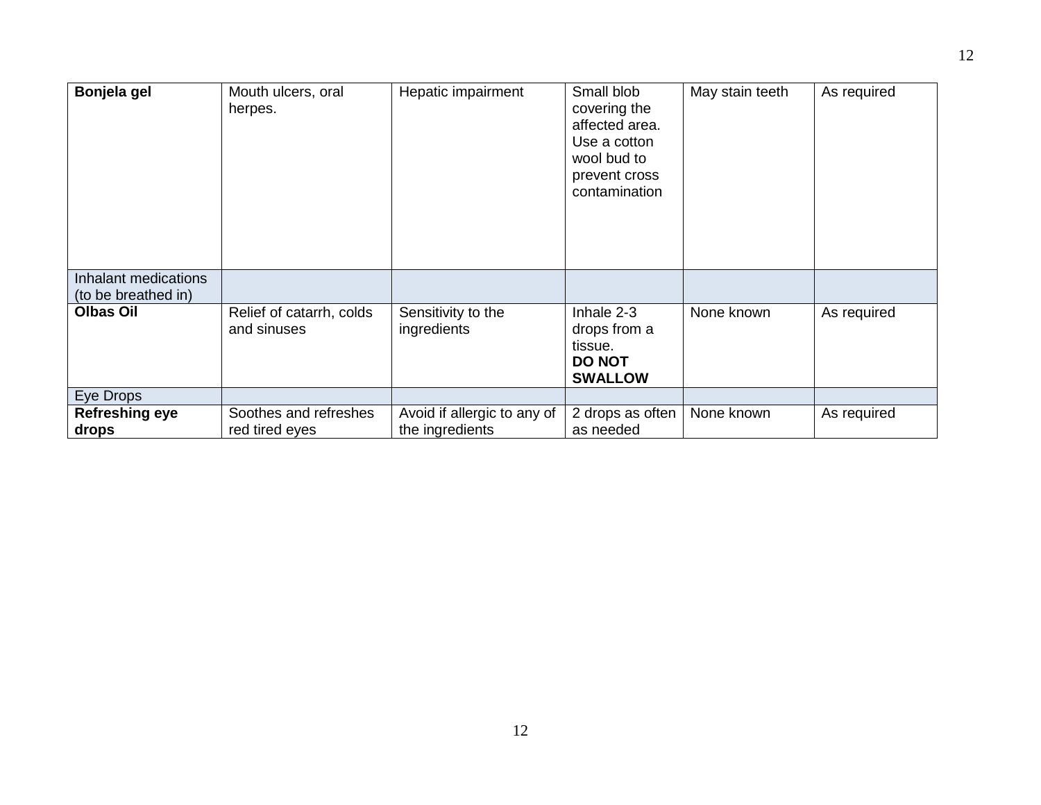| **Bonjela gel** | Mouth ulcers, oral herpes. | Hepatic impairment | Small blob covering the affected area. Use a cotton wool bud to prevent cross contamination | May stain teeth | As required |
|---|---|---|---|---|---|
| Inhalant medications (to be breathed in) | | | | | |
| **Olbas Oil** | Relief of catarrh, colds and sinuses | Sensitivity to the ingredients | Inhale 2-3 drops from a tissue. **DO NOT SWALLOW** | None known | As required |
| Eye Drops | | | | | |
| **Refreshing eye drops** | Soothes and refreshes red tired eyes | Avoid if allergic to any of the ingredients | 2 drops as often as needed | None known | As required |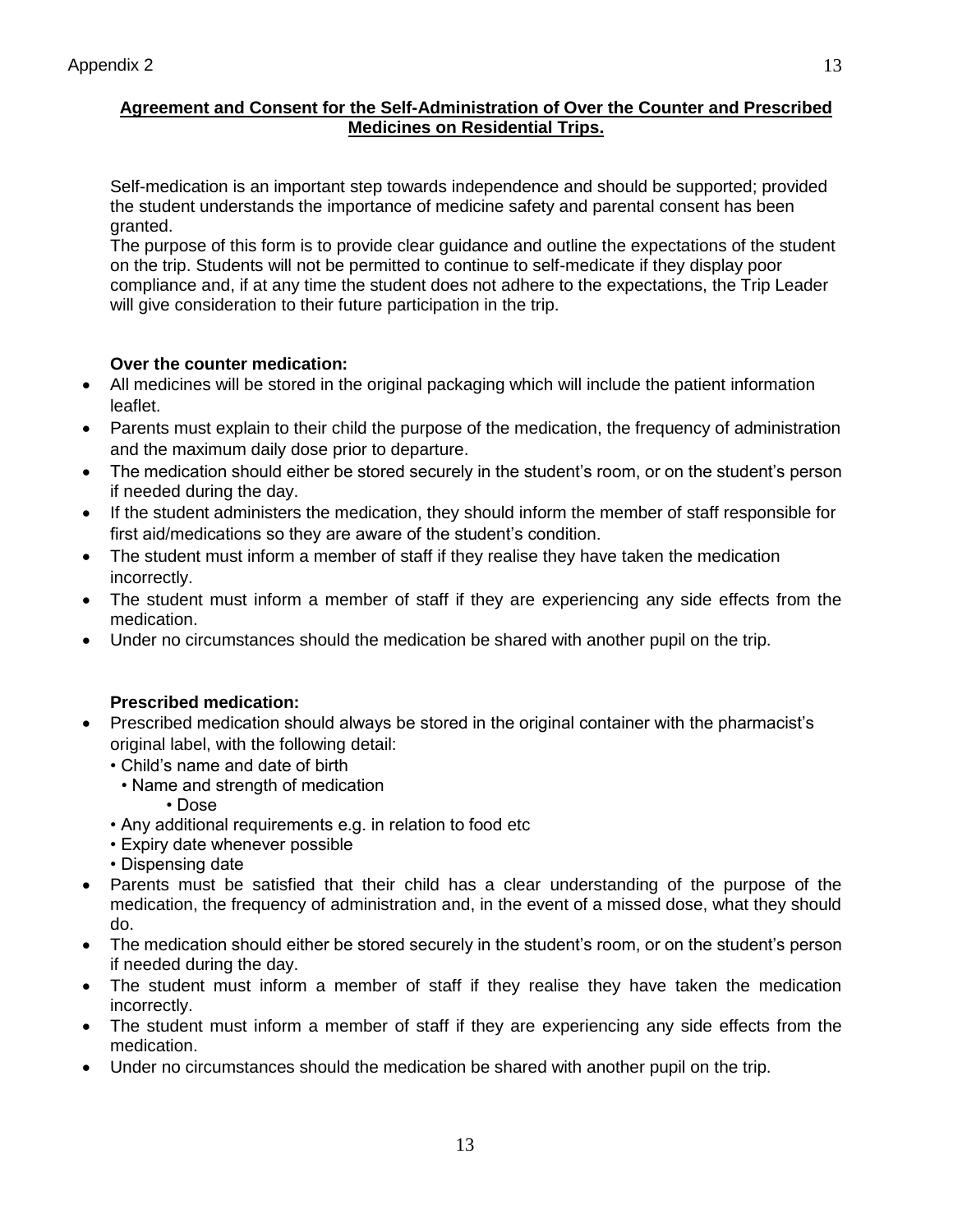Appendix 2

## Agreement and Consent for the Self-Administration of Over the Counter and Prescribed Medicines on Residential Trips.

Self-medication is an important step towards independence and should be supported; provided the student understands the importance of medicine safety and parental consent has been granted.

The purpose of this form is to provide clear guidance and outline the expectations of the student on the trip. Students will not be permitted to continue to self-medicate if they display poor compliance and, if at any time the student does not adhere to the expectations, the Trip Leader will give consideration to their future participation in the trip.

**Over the counter medication:**

- All medicines will be stored in the original packaging which will include the patient information leaflet.
- Parents must explain to their child the purpose of the medication, the frequency of administration and the maximum daily dose prior to departure.
- The medication should either be stored securely in the student's room, or on the student's person if needed during the day.
- If the student administers the medication, they should inform the member of staff responsible for first aid/medications so they are aware of the student's condition.
- The student must inform a member of staff if they realise they have taken the medication incorrectly.
- The student must inform a member of staff if they are experiencing any side effects from the medication.
- Under no circumstances should the medication be shared with another pupil on the trip.

**Prescribed medication:**

- Prescribed medication should always be stored in the original container with the pharmacist's original label, with the following detail:
  - Child's name and date of birth
  - Name and strength of medication
  - Dose
  - Any additional requirements e.g. in relation to food etc
  - Expiry date whenever possible
  - Dispensing date
- Parents must be satisfied that their child has a clear understanding of the purpose of the medication, the frequency of administration and, in the event of a missed dose, what they should do.
- The medication should either be stored securely in the student's room, or on the student's person if needed during the day.
- The student must inform a member of staff if they realise they have taken the medication incorrectly.
- The student must inform a member of staff if they are experiencing any side effects from the medication.
- Under no circumstances should the medication be shared with another pupil on the trip.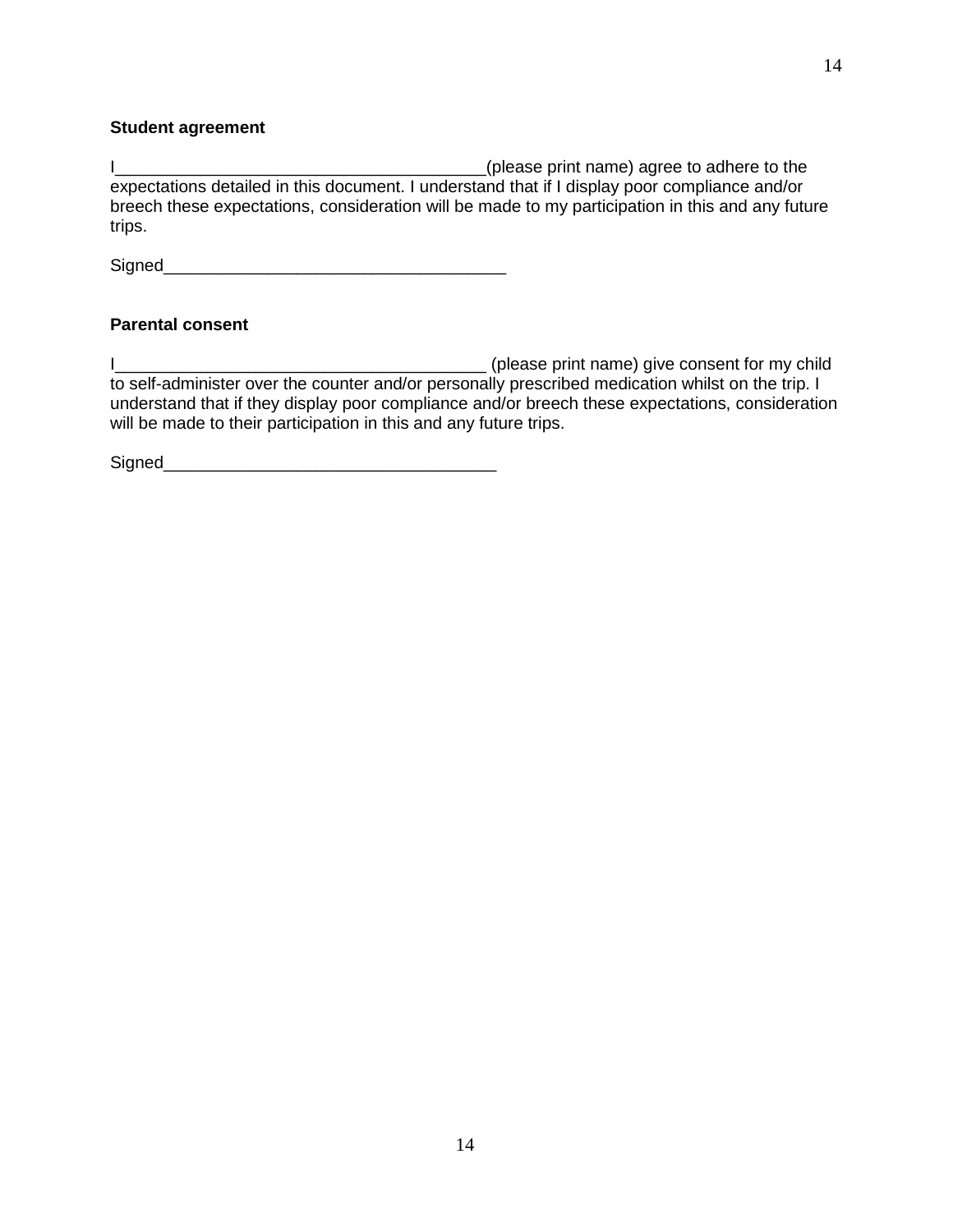**Student agreement**

I_______________________________________(please print name) agree to adhere to the expectations detailed in this document. I understand that if I display poor compliance and/or breech these expectations, consideration will be made to my participation in this and any future trips.

Signed____________________________________

**Parental consent**

I_______________________________________ (please print name) give consent for my child to self-administer over the counter and/or personally prescribed medication whilst on the trip. I understand that if they display poor compliance and/or breech these expectations, consideration will be made to their participation in this and any future trips.

Signed___________________________________